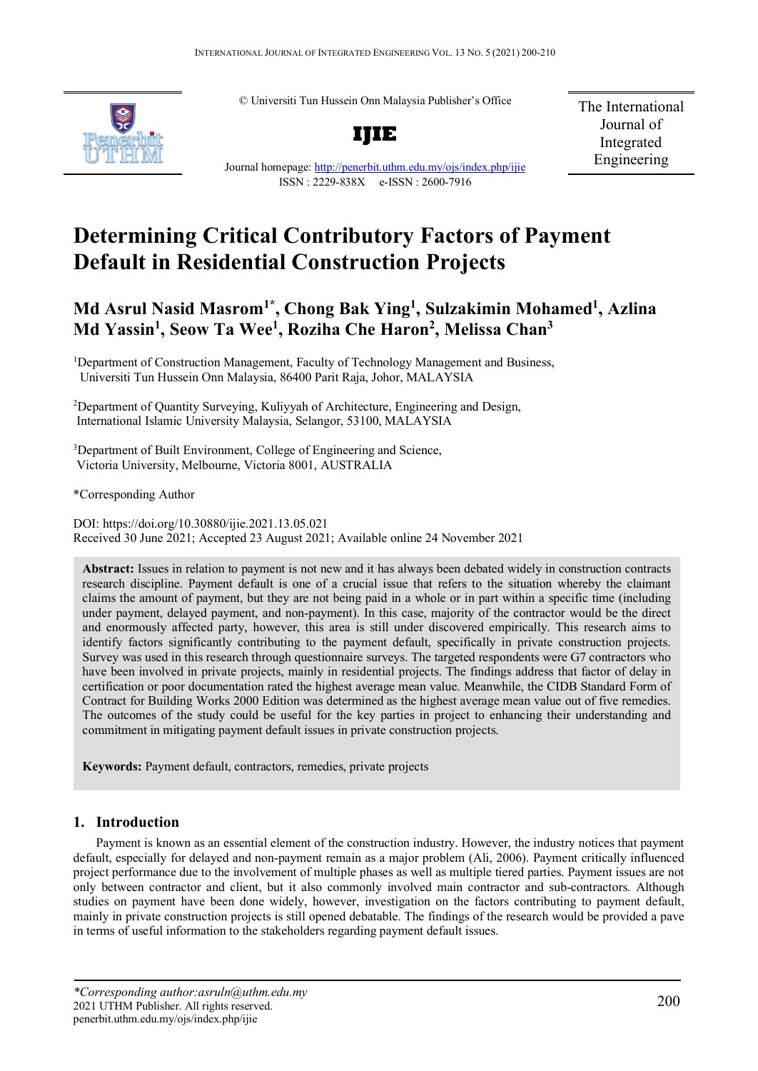© Universiti Tun Hussein Onn Malaysia Publisher's Office

**IJIE**

Journal homepage: http://penerbit.uthm.edu.my/ojs/index.php/ijie

ISSN : 2229-838X e-ISSN : 2600-7916

The International Journal of Integrated Engineering

# Determining Critical Contributory Factors of Payment Default in Residential Construction Projects

**Md Asrul Nasid Masrom[1*], Chong Bak Ying[1], Sulzakimin Mohamed[1], Azlina Md Yassin[1], Seow Ta Wee[1], Roziha Che Haron[2], Melissa Chan[3]**

[1]Department of Construction Management, Faculty of Technology Management and Business, Universiti Tun Hussein Onn Malaysia, 86400 Parit Raja, Johor, MALAYSIA

[2]Department of Quantity Surveying, Kuliyyah of Architecture, Engineering and Design, International Islamic University Malaysia, Selangor, 53100, MALAYSIA

[3]Department of Built Environment, College of Engineering and Science, Victoria University, Melbourne, Victoria 8001, AUSTRALIA

*Corresponding Author

DOI: https://doi.org/10.30880/ijie.2021.13.05.021

Received 30 June 2021; Accepted 23 August 2021; Available online 24 November 2021

**Abstract:** Issues in relation to payment is not new and it has always been debated widely in construction contracts research discipline. Payment default is one of a crucial issue that refers to the situation whereby the claimant claims the amount of payment, but they are not being paid in a whole or in part within a specific time (including under payment, delayed payment, and non-payment). In this case, majority of the contractor would be the direct and enormously affected party, however, this area is still under discovered empirically. This research aims to identify factors significantly contributing to the payment default, specifically in private construction projects. Survey was used in this research through questionnaire surveys. The targeted respondents were G7 contractors who have been involved in private projects, mainly in residential projects. The findings address that factor of delay in certification or poor documentation rated the highest average mean value. Meanwhile, the CIDB Standard Form of Contract for Building Works 2000 Edition was determined as the highest average mean value out of five remedies. The outcomes of the study could be useful for the key parties in project to enhancing their understanding and commitment in mitigating payment default issues in private construction projects.

**Keywords:** Payment default, contractors, remedies, private projects

## 1. Introduction

Payment is known as an essential element of the construction industry. However, the industry notices that payment default, especially for delayed and non-payment remain as a major problem (Ali, 2006). Payment critically influenced project performance due to the involvement of multiple phases as well as multiple tiered parties. Payment issues are not only between contractor and client, but it also commonly involved main contractor and sub-contractors. Although studies on payment have been done widely, however, investigation on the factors contributing to payment default, mainly in private construction projects is still opened debatable. The findings of the research would be provided a pave in terms of useful information to the stakeholders regarding payment default issues.

*\*Corresponding author:asruln@uthm.edu.my*
2021 UTHM Publisher. All rights reserved.
penerbit.uthm.edu.my/ojs/index.php/ijie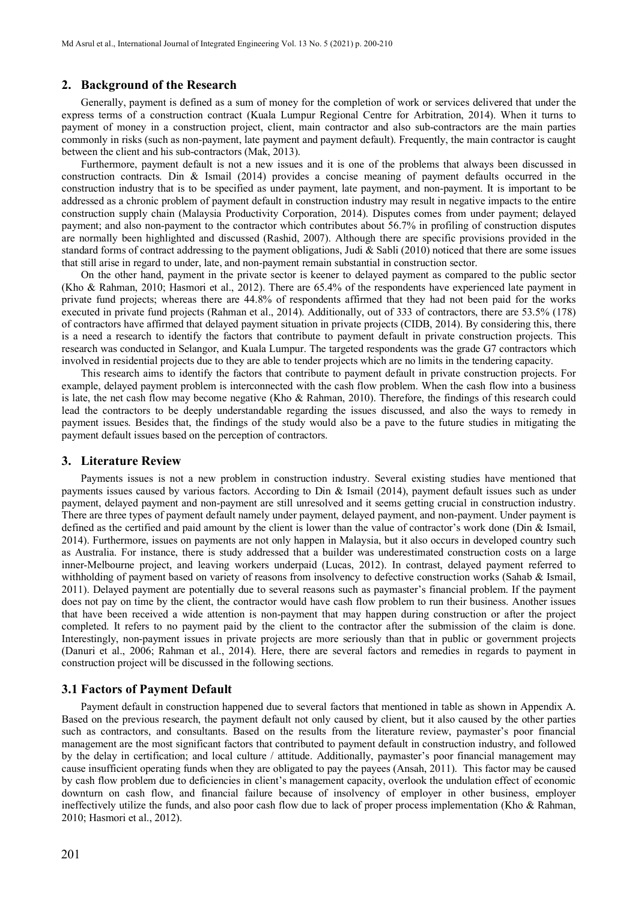## 2. Background of the Research

Generally, payment is defined as a sum of money for the completion of work or services delivered that under the express terms of a construction contract (Kuala Lumpur Regional Centre for Arbitration, 2014). When it turns to payment of money in a construction project, client, main contractor and also sub-contractors are the main parties commonly in risks (such as non-payment, late payment and payment default). Frequently, the main contractor is caught between the client and his sub-contractors (Mak, 2013).

Furthermore, payment default is not a new issues and it is one of the problems that always been discussed in construction contracts. Din & Ismail (2014) provides a concise meaning of payment defaults occurred in the construction industry that is to be specified as under payment, late payment, and non-payment. It is important to be addressed as a chronic problem of payment default in construction industry may result in negative impacts to the entire construction supply chain (Malaysia Productivity Corporation, 2014). Disputes comes from under payment; delayed payment; and also non-payment to the contractor which contributes about 56.7% in profiling of construction disputes are normally been highlighted and discussed (Rashid, 2007). Although there are specific provisions provided in the standard forms of contract addressing to the payment obligations, Judi & Sabli (2010) noticed that there are some issues that still arise in regard to under, late, and non-payment remain substantial in construction sector.

On the other hand, payment in the private sector is keener to delayed payment as compared to the public sector (Kho & Rahman, 2010; Hasmori et al., 2012). There are 65.4% of the respondents have experienced late payment in private fund projects; whereas there are 44.8% of respondents affirmed that they had not been paid for the works executed in private fund projects (Rahman et al., 2014). Additionally, out of 333 of contractors, there are 53.5% (178) of contractors have affirmed that delayed payment situation in private projects (CIDB, 2014). By considering this, there is a need a research to identify the factors that contribute to payment default in private construction projects. This research was conducted in Selangor, and Kuala Lumpur. The targeted respondents was the grade G7 contractors which involved in residential projects due to they are able to tender projects which are no limits in the tendering capacity.

This research aims to identify the factors that contribute to payment default in private construction projects. For example, delayed payment problem is interconnected with the cash flow problem. When the cash flow into a business is late, the net cash flow may become negative (Kho & Rahman, 2010). Therefore, the findings of this research could lead the contractors to be deeply understandable regarding the issues discussed, and also the ways to remedy in payment issues. Besides that, the findings of the study would also be a pave to the future studies in mitigating the payment default issues based on the perception of contractors.

## 3. Literature Review

Payments issues is not a new problem in construction industry. Several existing studies have mentioned that payments issues caused by various factors. According to Din & Ismail (2014), payment default issues such as under payment, delayed payment and non-payment are still unresolved and it seems getting crucial in construction industry. There are three types of payment default namely under payment, delayed payment, and non-payment. Under payment is defined as the certified and paid amount by the client is lower than the value of contractor's work done (Din & Ismail, 2014). Furthermore, issues on payments are not only happen in Malaysia, but it also occurs in developed country such as Australia. For instance, there is study addressed that a builder was underestimated construction costs on a large inner-Melbourne project, and leaving workers underpaid (Lucas, 2012). In contrast, delayed payment referred to withholding of payment based on variety of reasons from insolvency to defective construction works (Sahab & Ismail, 2011). Delayed payment are potentially due to several reasons such as paymaster's financial problem. If the payment does not pay on time by the client, the contractor would have cash flow problem to run their business. Another issues that have been received a wide attention is non-payment that may happen during construction or after the project completed. It refers to no payment paid by the client to the contractor after the submission of the claim is done. Interestingly, non-payment issues in private projects are more seriously than that in public or government projects (Danuri et al., 2006; Rahman et al., 2014). Here, there are several factors and remedies in regards to payment in construction project will be discussed in the following sections.

### 3.1 Factors of Payment Default

Payment default in construction happened due to several factors that mentioned in table as shown in Appendix A. Based on the previous research, the payment default not only caused by client, but it also caused by the other parties such as contractors, and consultants. Based on the results from the literature review, paymaster's poor financial management are the most significant factors that contributed to payment default in construction industry, and followed by the delay in certification; and local culture / attitude. Additionally, paymaster's poor financial management may cause insufficient operating funds when they are obligated to pay the payees (Ansah, 2011). This factor may be caused by cash flow problem due to deficiencies in client's management capacity, overlook the undulation effect of economic downturn on cash flow, and financial failure because of insolvency of employer in other business, employer ineffectively utilize the funds, and also poor cash flow due to lack of proper process implementation (Kho & Rahman, 2010; Hasmori et al., 2012).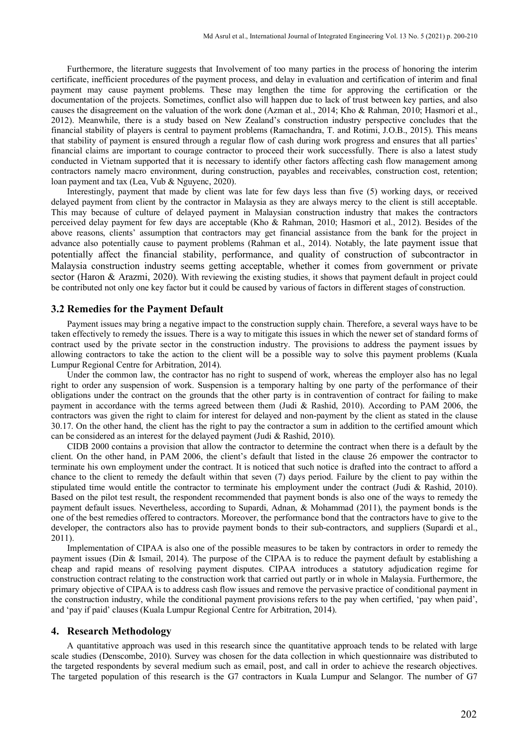Furthermore, the literature suggests that Involvement of too many parties in the process of honoring the interim certificate, inefficient procedures of the payment process, and delay in evaluation and certification of interim and final payment may cause payment problems. These may lengthen the time for approving the certification or the documentation of the projects. Sometimes, conflict also will happen due to lack of trust between key parties, and also causes the disagreement on the valuation of the work done (Azman et al., 2014; Kho & Rahman, 2010; Hasmori et al., 2012). Meanwhile, there is a study based on New Zealand's construction industry perspective concludes that the financial stability of players is central to payment problems (Ramachandra, T. and Rotimi, J.O.B., 2015). This means that stability of payment is ensured through a regular flow of cash during work progress and ensures that all parties' financial claims are important to courage contractor to proceed their work successfully. There is also a latest study conducted in Vietnam supported that it is necessary to identify other factors affecting cash flow management among contractors namely macro environment, during construction, payables and receivables, construction cost, retention; loan payment and tax (Lea, Vub & Nguyenc, 2020).

Interestingly, payment that made by client was late for few days less than five (5) working days, or received delayed payment from client by the contractor in Malaysia as they are always mercy to the client is still acceptable. This may because of culture of delayed payment in Malaysian construction industry that makes the contractors perceived delay payment for few days are acceptable (Kho & Rahman, 2010; Hasmori et al., 2012). Besides of the above reasons, clients' assumption that contractors may get financial assistance from the bank for the project in advance also potentially cause to payment problems (Rahman et al., 2014). Notably, the late payment issue that potentially affect the financial stability, performance, and quality of construction of subcontractor in Malaysia construction industry seems getting acceptable, whether it comes from government or private sector (Haron & Arazmi, 2020). With reviewing the existing studies, it shows that payment default in project could be contributed not only one key factor but it could be caused by various of factors in different stages of construction.

### 3.2 Remedies for the Payment Default

Payment issues may bring a negative impact to the construction supply chain. Therefore, a several ways have to be taken effectively to remedy the issues. There is a way to mitigate this issues in which the newer set of standard forms of contract used by the private sector in the construction industry. The provisions to address the payment issues by allowing contractors to take the action to the client will be a possible way to solve this payment problems (Kuala Lumpur Regional Centre for Arbitration, 2014).

Under the common law, the contractor has no right to suspend of work, whereas the employer also has no legal right to order any suspension of work. Suspension is a temporary halting by one party of the performance of their obligations under the contract on the grounds that the other party is in contravention of contract for failing to make payment in accordance with the terms agreed between them (Judi & Rashid, 2010). According to PAM 2006, the contractors was given the right to claim for interest for delayed and non-payment by the client as stated in the clause 30.17. On the other hand, the client has the right to pay the contractor a sum in addition to the certified amount which can be considered as an interest for the delayed payment (Judi & Rashid, 2010).

CIDB 2000 contains a provision that allow the contractor to determine the contract when there is a default by the client. On the other hand, in PAM 2006, the client's default that listed in the clause 26 empower the contractor to terminate his own employment under the contract. It is noticed that such notice is drafted into the contract to afford a chance to the client to remedy the default within that seven (7) days period. Failure by the client to pay within the stipulated time would entitle the contractor to terminate his employment under the contract (Judi & Rashid, 2010). Based on the pilot test result, the respondent recommended that payment bonds is also one of the ways to remedy the payment default issues. Nevertheless, according to Supardi, Adnan, & Mohammad (2011), the payment bonds is the one of the best remedies offered to contractors. Moreover, the performance bond that the contractors have to give to the developer, the contractors also has to provide payment bonds to their sub-contractors, and suppliers (Supardi et al., 2011).

Implementation of CIPAA is also one of the possible measures to be taken by contractors in order to remedy the payment issues (Din & Ismail, 2014). The purpose of the CIPAA is to reduce the payment default by establishing a cheap and rapid means of resolving payment disputes. CIPAA introduces a statutory adjudication regime for construction contract relating to the construction work that carried out partly or in whole in Malaysia. Furthermore, the primary objective of CIPAA is to address cash flow issues and remove the pervasive practice of conditional payment in the construction industry, while the conditional payment provisions refers to the pay when certified, 'pay when paid', and 'pay if paid' clauses (Kuala Lumpur Regional Centre for Arbitration, 2014).

## 4. Research Methodology

A quantitative approach was used in this research since the quantitative approach tends to be related with large scale studies (Denscombe, 2010). Survey was chosen for the data collection in which questionnaire was distributed to the targeted respondents by several medium such as email, post, and call in order to achieve the research objectives. The targeted population of this research is the G7 contractors in Kuala Lumpur and Selangor. The number of G7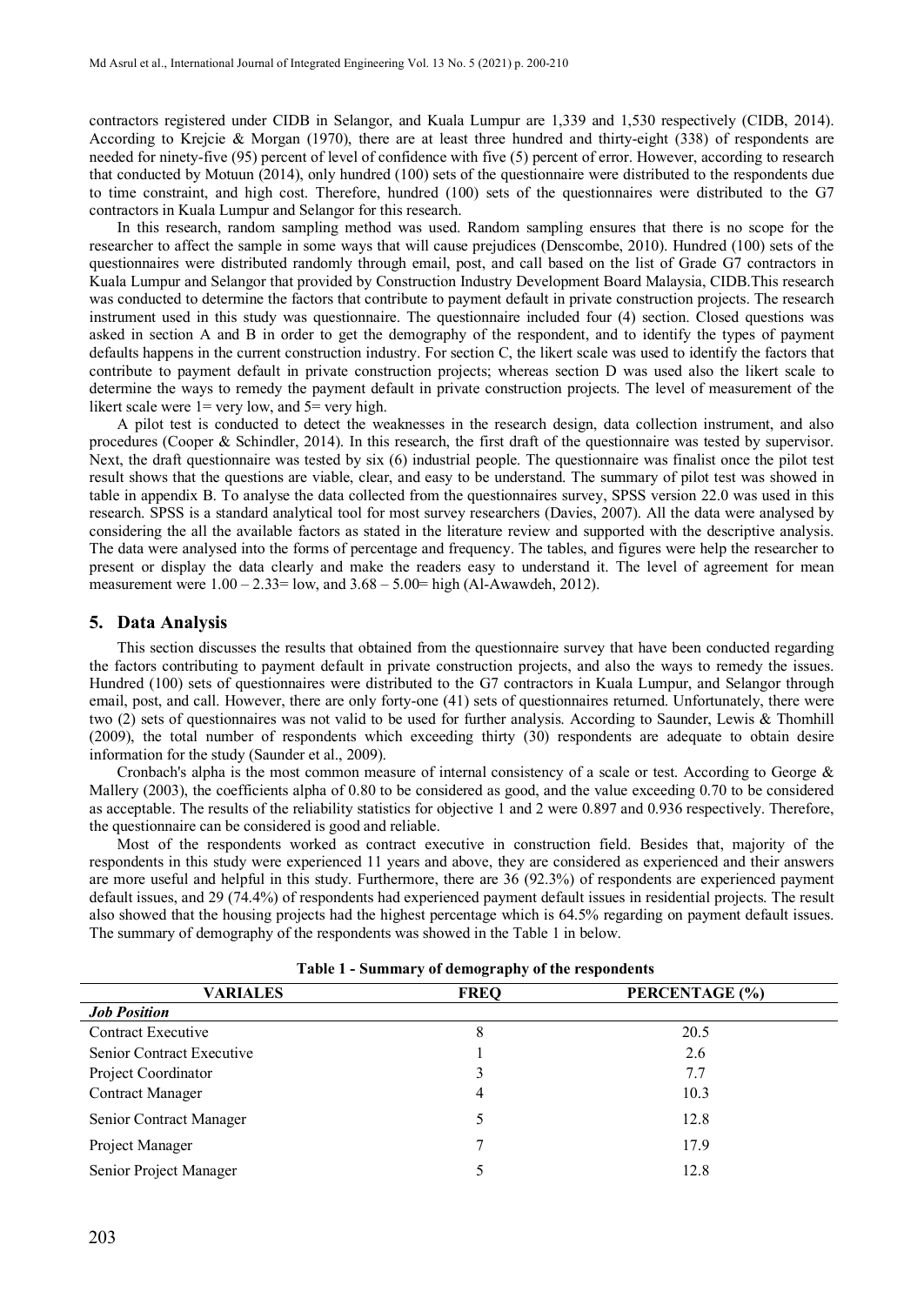contractors registered under CIDB in Selangor, and Kuala Lumpur are 1,339 and 1,530 respectively (CIDB, 2014). According to Krejcie & Morgan (1970), there are at least three hundred and thirty-eight (338) of respondents are needed for ninety-five (95) percent of level of confidence with five (5) percent of error. However, according to research that conducted by Motuun (2014), only hundred (100) sets of the questionnaire were distributed to the respondents due to time constraint, and high cost. Therefore, hundred (100) sets of the questionnaires were distributed to the G7 contractors in Kuala Lumpur and Selangor for this research.

In this research, random sampling method was used. Random sampling ensures that there is no scope for the researcher to affect the sample in some ways that will cause prejudices (Denscombe, 2010). Hundred (100) sets of the questionnaires were distributed randomly through email, post, and call based on the list of Grade G7 contractors in Kuala Lumpur and Selangor that provided by Construction Industry Development Board Malaysia, CIDB.This research was conducted to determine the factors that contribute to payment default in private construction projects. The research instrument used in this study was questionnaire. The questionnaire included four (4) section. Closed questions was asked in section A and B in order to get the demography of the respondent, and to identify the types of payment defaults happens in the current construction industry. For section C, the likert scale was used to identify the factors that contribute to payment default in private construction projects; whereas section D was used also the likert scale to determine the ways to remedy the payment default in private construction projects. The level of measurement of the likert scale were 1= very low, and 5= very high.

A pilot test is conducted to detect the weaknesses in the research design, data collection instrument, and also procedures (Cooper & Schindler, 2014). In this research, the first draft of the questionnaire was tested by supervisor. Next, the draft questionnaire was tested by six (6) industrial people. The questionnaire was finalist once the pilot test result shows that the questions are viable, clear, and easy to be understand. The summary of pilot test was showed in table in appendix B. To analyse the data collected from the questionnaires survey, SPSS version 22.0 was used in this research. SPSS is a standard analytical tool for most survey researchers (Davies, 2007). All the data were analysed by considering the all the available factors as stated in the literature review and supported with the descriptive analysis. The data were analysed into the forms of percentage and frequency. The tables, and figures were help the researcher to present or display the data clearly and make the readers easy to understand it. The level of agreement for mean measurement were 1.00 – 2.33= low, and 3.68 – 5.00= high (Al-Awawdeh, 2012).

## 5. Data Analysis

This section discusses the results that obtained from the questionnaire survey that have been conducted regarding the factors contributing to payment default in private construction projects, and also the ways to remedy the issues. Hundred (100) sets of questionnaires were distributed to the G7 contractors in Kuala Lumpur, and Selangor through email, post, and call. However, there are only forty-one (41) sets of questionnaires returned. Unfortunately, there were two (2) sets of questionnaires was not valid to be used for further analysis. According to Saunder, Lewis & Thomhill (2009), the total number of respondents which exceeding thirty (30) respondents are adequate to obtain desire information for the study (Saunder et al., 2009).

Cronbach's alpha is the most common measure of internal consistency of a scale or test. According to George & Mallery (2003), the coefficients alpha of 0.80 to be considered as good, and the value exceeding 0.70 to be considered as acceptable. The results of the reliability statistics for objective 1 and 2 were 0.897 and 0.936 respectively. Therefore, the questionnaire can be considered is good and reliable.

Most of the respondents worked as contract executive in construction field. Besides that, majority of the respondents in this study were experienced 11 years and above, they are considered as experienced and their answers are more useful and helpful in this study. Furthermore, there are 36 (92.3%) of respondents are experienced payment default issues, and 29 (74.4%) of respondents had experienced payment default issues in residential projects. The result also showed that the housing projects had the highest percentage which is 64.5% regarding on payment default issues. The summary of demography of the respondents was showed in the Table 1 in below.

**Table 1 - Summary of demography of the respondents**

| VARIALES | FREQ | PERCENTAGE (%) |
|---|---|---|
| ***Job Position*** | | |
| Contract Executive | 8 | 20.5 |
| Senior Contract Executive | 1 | 2.6 |
| Project Coordinator | 3 | 7.7 |
| Contract Manager | 4 | 10.3 |
| Senior Contract Manager | 5 | 12.8 |
| Project Manager | 7 | 17.9 |
| Senior Project Manager | 5 | 12.8 |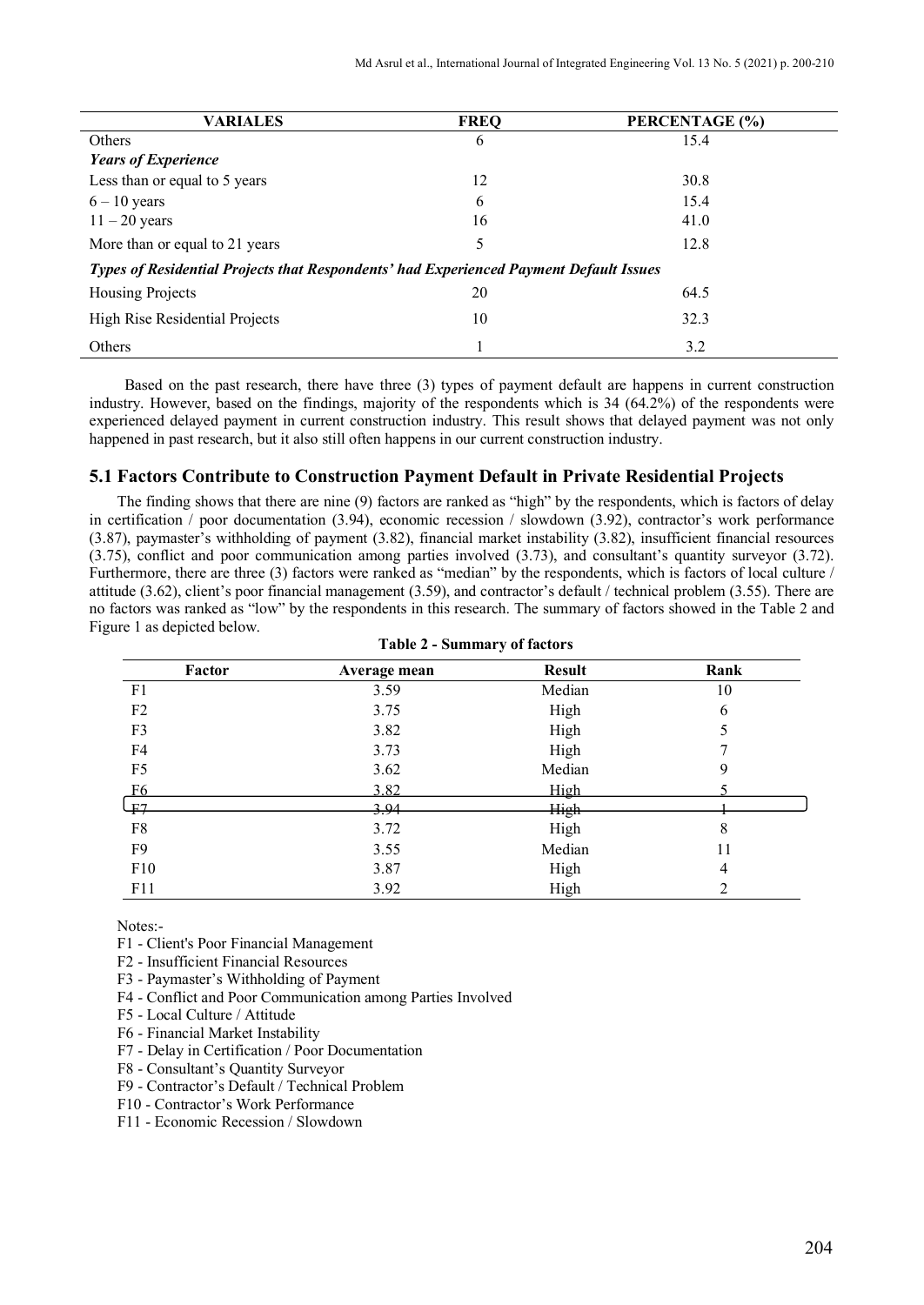| VARIALES | FREQ | PERCENTAGE (%) |
|---|---|---|
| Others | 6 | 15.4 |
| ***Years of Experience*** | | |
| Less than or equal to 5 years | 12 | 30.8 |
| 6 – 10 years | 6 | 15.4 |
| 11 – 20 years | 16 | 41.0 |
| More than or equal to 21 years | 5 | 12.8 |
| ***Types of Residential Projects that Respondents' had Experienced Payment Default Issues*** | | |
| Housing Projects | 20 | 64.5 |
| High Rise Residential Projects | 10 | 32.3 |
| Others | 1 | 3.2 |

Based on the past research, there have three (3) types of payment default are happens in current construction industry. However, based on the findings, majority of the respondents which is 34 (64.2%) of the respondents were experienced delayed payment in current construction industry. This result shows that delayed payment was not only happened in past research, but it also still often happens in our current construction industry.

## 5.1 Factors Contribute to Construction Payment Default in Private Residential Projects

The finding shows that there are nine (9) factors are ranked as "high" by the respondents, which is factors of delay in certification / poor documentation (3.94), economic recession / slowdown (3.92), contractor's work performance (3.87), paymaster's withholding of payment (3.82), financial market instability (3.82), insufficient financial resources (3.75), conflict and poor communication among parties involved (3.73), and consultant's quantity surveyor (3.72). Furthermore, there are three (3) factors were ranked as "median" by the respondents, which is factors of local culture / attitude (3.62), client's poor financial management (3.59), and contractor's default / technical problem (3.55). There are no factors was ranked as "low" by the respondents in this research. The summary of factors showed in the Table 2 and Figure 1 as depicted below.

**Table 2 - Summary of factors**

| Factor | Average mean | Result | Rank |
|---|---|---|---|
| F1 | 3.59 | Median | 10 |
| F2 | 3.75 | High | 6 |
| F3 | 3.82 | High | 5 |
| F4 | 3.73 | High | 7 |
| F5 | 3.62 | Median | 9 |
| F6 | 3.82 | High | 5 |
| F7 | 3.94 | High | 1 |
| F8 | 3.72 | High | 8 |
| F9 | 3.55 | Median | 11 |
| F10 | 3.87 | High | 4 |
| F11 | 3.92 | High | 2 |

Notes:-

F1 - Client's Poor Financial Management
F2 - Insufficient Financial Resources
F3 - Paymaster's Withholding of Payment
F4 - Conflict and Poor Communication among Parties Involved
F5 - Local Culture / Attitude
F6 - Financial Market Instability
F7 - Delay in Certification / Poor Documentation
F8 - Consultant's Quantity Surveyor
F9 - Contractor's Default / Technical Problem
F10 - Contractor's Work Performance
F11 - Economic Recession / Slowdown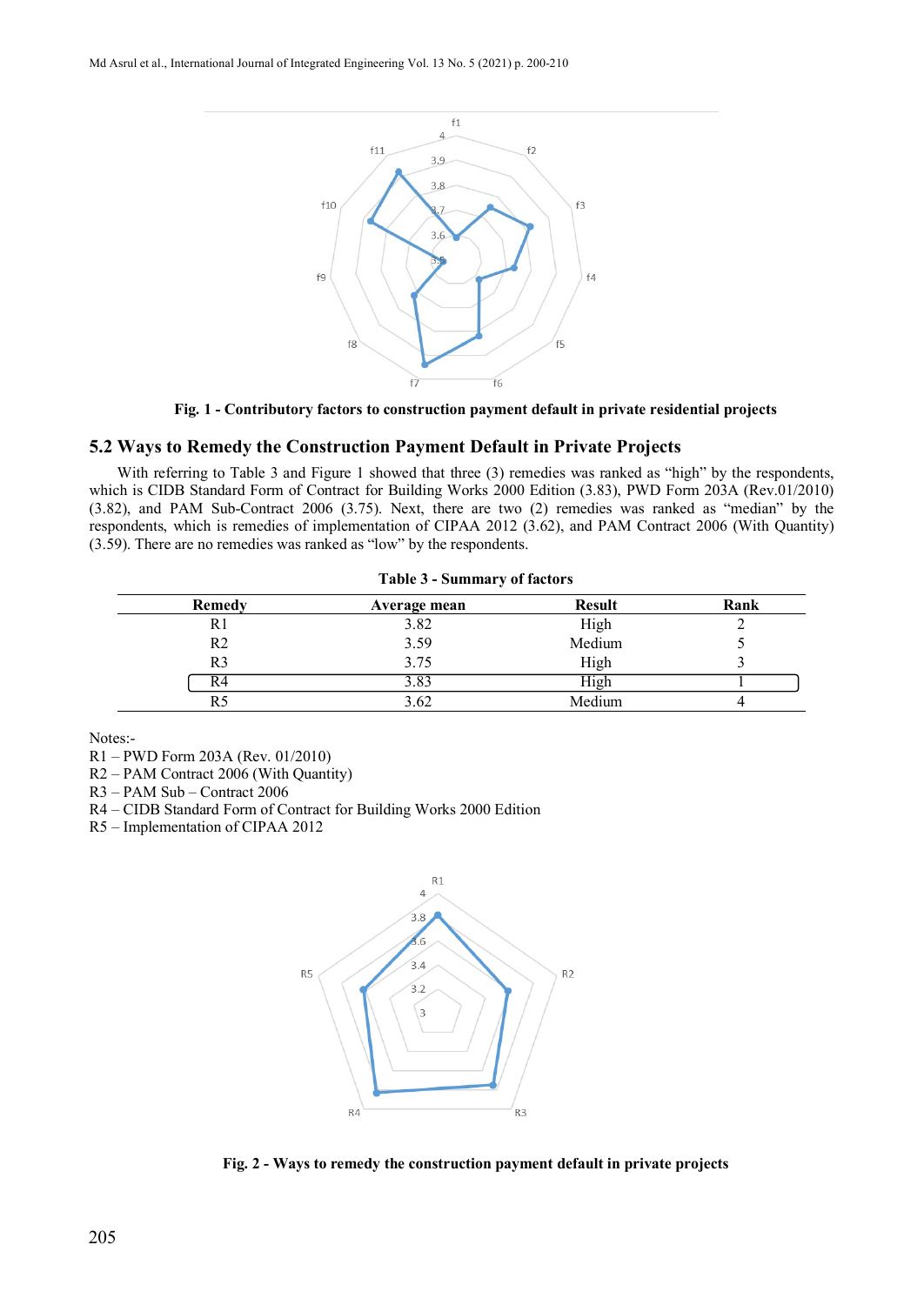Fig. 1 - Contributory factors to construction payment default in private residential projects

## 5.2 Ways to Remedy the Construction Payment Default in Private Projects

With referring to Table 3 and Figure 1 showed that three (3) remedies was ranked as "high" by the respondents, which is CIDB Standard Form of Contract for Building Works 2000 Edition (3.83), PWD Form 203A (Rev.01/2010) (3.82), and PAM Sub-Contract 2006 (3.75). Next, there are two (2) remedies was ranked as "median" by the respondents, which is remedies of implementation of CIPAA 2012 (3.62), and PAM Contract 2006 (With Quantity) (3.59). There are no remedies was ranked as "low" by the respondents.

**Table 3 - Summary of factors**

| Remedy | Average mean | Result | Rank |
|---|---|---|---|
| R1 | 3.82 | High | 2 |
| R2 | 3.59 | Medium | 5 |
| R3 | 3.75 | High | 3 |
| R4 | 3.83 | High | 1 |
| R5 | 3.62 | Medium | 4 |

Notes:-
R1 – PWD Form 203A (Rev. 01/2010)
R2 – PAM Contract 2006 (With Quantity)
R3 – PAM Sub – Contract 2006
R4 – CIDB Standard Form of Contract for Building Works 2000 Edition
R5 – Implementation of CIPAA 2012

Fig. 2 - Ways to remedy the construction payment default in private projects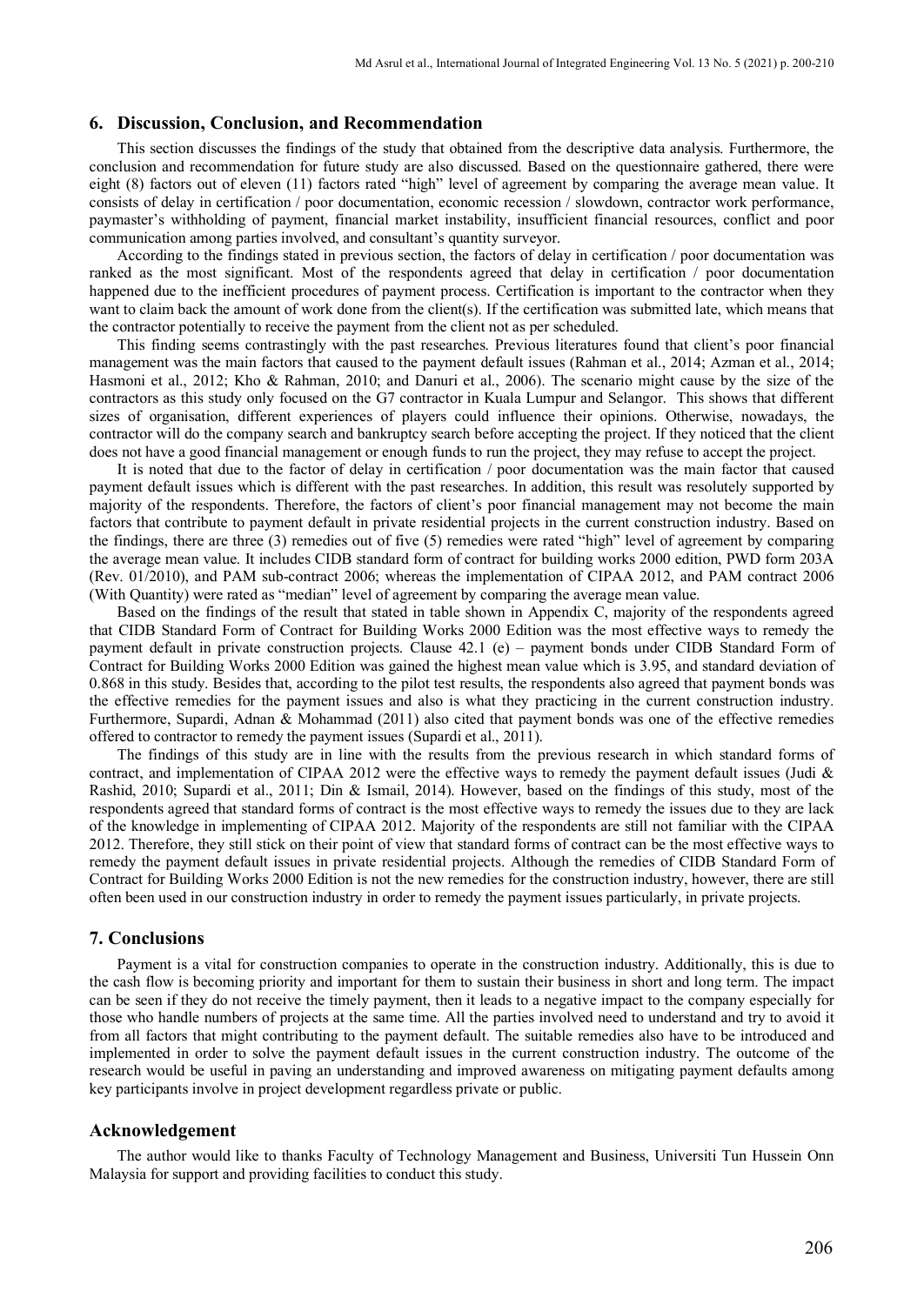## 6. Discussion, Conclusion, and Recommendation

This section discusses the findings of the study that obtained from the descriptive data analysis. Furthermore, the conclusion and recommendation for future study are also discussed. Based on the questionnaire gathered, there were eight (8) factors out of eleven (11) factors rated "high" level of agreement by comparing the average mean value. It consists of delay in certification / poor documentation, economic recession / slowdown, contractor work performance, paymaster's withholding of payment, financial market instability, insufficient financial resources, conflict and poor communication among parties involved, and consultant's quantity surveyor.

According to the findings stated in previous section, the factors of delay in certification / poor documentation was ranked as the most significant. Most of the respondents agreed that delay in certification / poor documentation happened due to the inefficient procedures of payment process. Certification is important to the contractor when they want to claim back the amount of work done from the client(s). If the certification was submitted late, which means that the contractor potentially to receive the payment from the client not as per scheduled.

This finding seems contrastingly with the past researches. Previous literatures found that client's poor financial management was the main factors that caused to the payment default issues (Rahman et al., 2014; Azman et al., 2014; Hasmoni et al., 2012; Kho & Rahman, 2010; and Danuri et al., 2006). The scenario might cause by the size of the contractors as this study only focused on the G7 contractor in Kuala Lumpur and Selangor. This shows that different sizes of organisation, different experiences of players could influence their opinions. Otherwise, nowadays, the contractor will do the company search and bankruptcy search before accepting the project. If they noticed that the client does not have a good financial management or enough funds to run the project, they may refuse to accept the project.

It is noted that due to the factor of delay in certification / poor documentation was the main factor that caused payment default issues which is different with the past researches. In addition, this result was resolutely supported by majority of the respondents. Therefore, the factors of client's poor financial management may not become the main factors that contribute to payment default in private residential projects in the current construction industry. Based on the findings, there are three (3) remedies out of five (5) remedies were rated "high" level of agreement by comparing the average mean value. It includes CIDB standard form of contract for building works 2000 edition, PWD form 203A (Rev. 01/2010), and PAM sub-contract 2006; whereas the implementation of CIPAA 2012, and PAM contract 2006 (With Quantity) were rated as "median" level of agreement by comparing the average mean value.

Based on the findings of the result that stated in table shown in Appendix C, majority of the respondents agreed that CIDB Standard Form of Contract for Building Works 2000 Edition was the most effective ways to remedy the payment default in private construction projects. Clause 42.1 (e) – payment bonds under CIDB Standard Form of Contract for Building Works 2000 Edition was gained the highest mean value which is 3.95, and standard deviation of 0.868 in this study. Besides that, according to the pilot test results, the respondents also agreed that payment bonds was the effective remedies for the payment issues and also is what they practicing in the current construction industry. Furthermore, Supardi, Adnan & Mohammad (2011) also cited that payment bonds was one of the effective remedies offered to contractor to remedy the payment issues (Supardi et al., 2011).

The findings of this study are in line with the results from the previous research in which standard forms of contract, and implementation of CIPAA 2012 were the effective ways to remedy the payment default issues (Judi & Rashid, 2010; Supardi et al., 2011; Din & Ismail, 2014). However, based on the findings of this study, most of the respondents agreed that standard forms of contract is the most effective ways to remedy the issues due to they are lack of the knowledge in implementing of CIPAA 2012. Majority of the respondents are still not familiar with the CIPAA 2012. Therefore, they still stick on their point of view that standard forms of contract can be the most effective ways to remedy the payment default issues in private residential projects. Although the remedies of CIDB Standard Form of Contract for Building Works 2000 Edition is not the new remedies for the construction industry, however, there are still often been used in our construction industry in order to remedy the payment issues particularly, in private projects.

## 7. Conclusions

Payment is a vital for construction companies to operate in the construction industry. Additionally, this is due to the cash flow is becoming priority and important for them to sustain their business in short and long term. The impact can be seen if they do not receive the timely payment, then it leads to a negative impact to the company especially for those who handle numbers of projects at the same time. All the parties involved need to understand and try to avoid it from all factors that might contributing to the payment default. The suitable remedies also have to be introduced and implemented in order to solve the payment default issues in the current construction industry. The outcome of the research would be useful in paving an understanding and improved awareness on mitigating payment defaults among key participants involve in project development regardless private or public.

## Acknowledgement

The author would like to thanks Faculty of Technology Management and Business, Universiti Tun Hussein Onn Malaysia for support and providing facilities to conduct this study.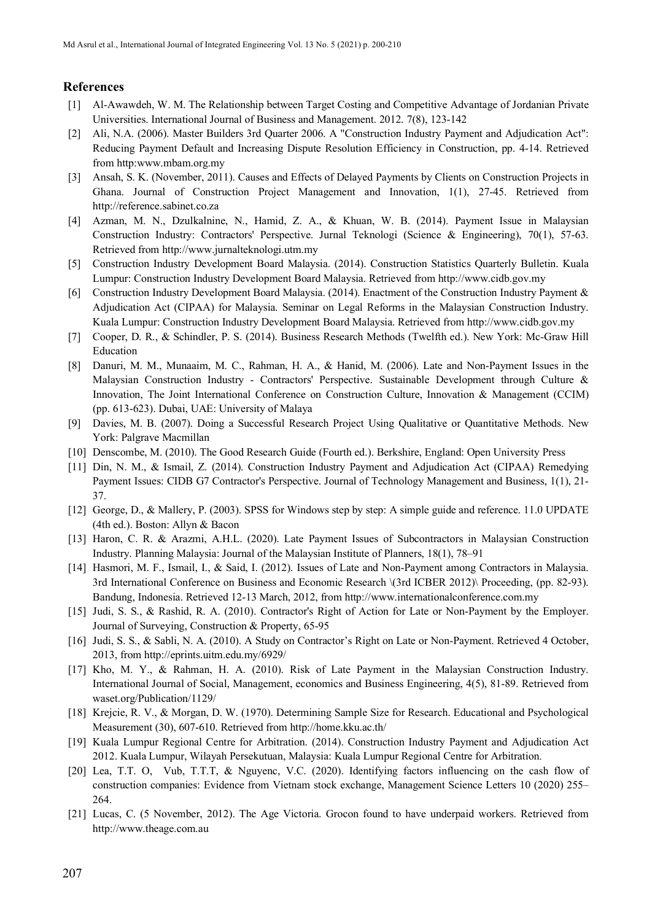## References

[1] Al-Awawdeh, W. M. The Relationship between Target Costing and Competitive Advantage of Jordanian Private Universities. International Journal of Business and Management. 2012. 7(8), 123-142

[2] Ali, N.A. (2006). Master Builders 3rd Quarter 2006. A "Construction Industry Payment and Adjudication Act": Reducing Payment Default and Increasing Dispute Resolution Efficiency in Construction, pp. 4-14. Retrieved from http:www.mbam.org.my

[3] Ansah, S. K. (November, 2011). Causes and Effects of Delayed Payments by Clients on Construction Projects in Ghana. Journal of Construction Project Management and Innovation, 1(1), 27-45. Retrieved from http://reference.sabinet.co.za

[4] Azman, M. N., Dzulkalnine, N., Hamid, Z. A., & Khuan, W. B. (2014). Payment Issue in Malaysian Construction Industry: Contractors' Perspective. Jurnal Teknologi (Science & Engineering), 70(1), 57-63. Retrieved from http://www.jurnalteknologi.utm.my

[5] Construction Industry Development Board Malaysia. (2014). Construction Statistics Quarterly Bulletin. Kuala Lumpur: Construction Industry Development Board Malaysia. Retrieved from http://www.cidb.gov.my

[6] Construction Industry Development Board Malaysia. (2014). Enactment of the Construction Industry Payment & Adjudication Act (CIPAA) for Malaysia. Seminar on Legal Reforms in the Malaysian Construction Industry. Kuala Lumpur: Construction Industry Development Board Malaysia. Retrieved from http://www.cidb.gov.my

[7] Cooper, D. R., & Schindler, P. S. (2014). Business Research Methods (Twelfth ed.). New York: Mc-Graw Hill Education

[8] Danuri, M. M., Munaaim, M. C., Rahman, H. A., & Hanid, M. (2006). Late and Non-Payment Issues in the Malaysian Construction Industry - Contractors' Perspective. Sustainable Development through Culture & Innovation, The Joint International Conference on Construction Culture, Innovation & Management (CCIM) (pp. 613-623). Dubai, UAE: University of Malaya

[9] Davies, M. B. (2007). Doing a Successful Research Project Using Qualitative or Quantitative Methods. New York: Palgrave Macmillan

[10] Denscombe, M. (2010). The Good Research Guide (Fourth ed.). Berkshire, England: Open University Press

[11] Din, N. M., & Ismail, Z. (2014). Construction Industry Payment and Adjudication Act (CIPAA) Remedying Payment Issues: CIDB G7 Contractor's Perspective. Journal of Technology Management and Business, 1(1), 21-37.

[12] George, D., & Mallery, P. (2003). SPSS for Windows step by step: A simple guide and reference. 11.0 UPDATE (4th ed.). Boston: Allyn & Bacon

[13] Haron, C. R. & Arazmi, A.H.L. (2020). Late Payment Issues of Subcontractors in Malaysian Construction Industry. Planning Malaysia: Journal of the Malaysian Institute of Planners, 18(1), 78–91

[14] Hasmori, M. F., Ismail, I., & Said, I. (2012). Issues of Late and Non-Payment among Contractors in Malaysia. 3rd International Conference on Business and Economic Research \(3rd ICBER 2012)\ Proceeding, (pp. 82-93). Bandung, Indonesia. Retrieved 12-13 March, 2012, from http://www.internationalconference.com.my

[15] Judi, S. S., & Rashid, R. A. (2010). Contractor's Right of Action for Late or Non-Payment by the Employer. Journal of Surveying, Construction & Property, 65-95

[16] Judi, S. S., & Sabli, N. A. (2010). A Study on Contractor's Right on Late or Non-Payment. Retrieved 4 October, 2013, from http://eprints.uitm.edu.my/6929/

[17] Kho, M. Y., & Rahman, H. A. (2010). Risk of Late Payment in the Malaysian Construction Industry. International Journal of Social, Management, economics and Business Engineering, 4(5), 81-89. Retrieved from waset.org/Publication/1129/

[18] Krejcie, R. V., & Morgan, D. W. (1970). Determining Sample Size for Research. Educational and Psychological Measurement (30), 607-610. Retrieved from http://home.kku.ac.th/

[19] Kuala Lumpur Regional Centre for Arbitration. (2014). Construction Industry Payment and Adjudication Act 2012. Kuala Lumpur, Wilayah Persekutuan, Malaysia: Kuala Lumpur Regional Centre for Arbitration.

[20] Lea, T.T. O, Vub, T.T.T, & Nguyenc, V.C. (2020). Identifying factors influencing on the cash flow of construction companies: Evidence from Vietnam stock exchange, Management Science Letters 10 (2020) 255–264.

[21] Lucas, C. (5 November, 2012). The Age Victoria. Grocon found to have underpaid workers. Retrieved from http://www.theage.com.au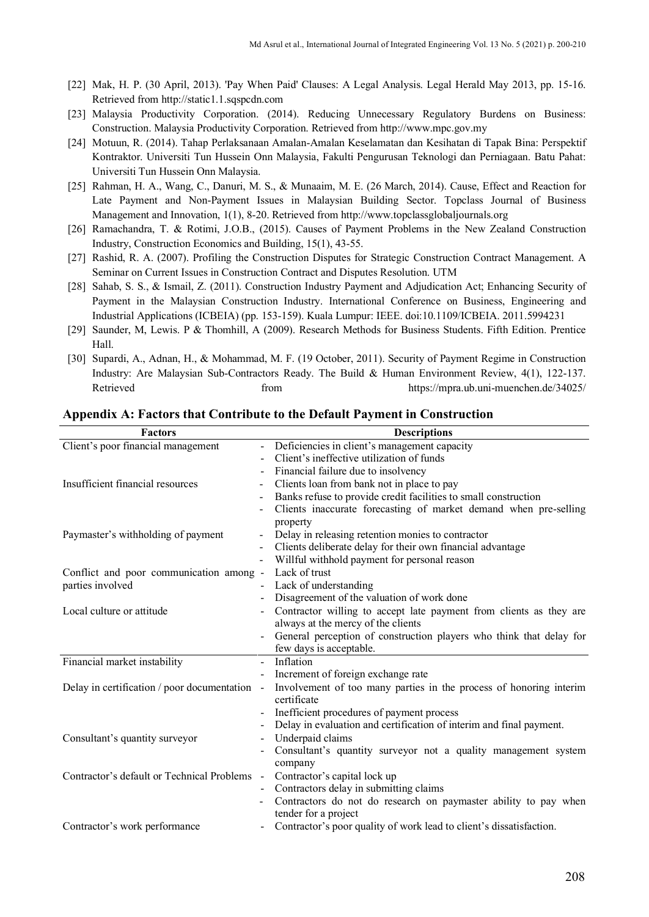[22] Mak, H. P. (30 April, 2013). 'Pay When Paid' Clauses: A Legal Analysis. Legal Herald May 2013, pp. 15-16. Retrieved from http://static1.1.sqspcdn.com

[23] Malaysia Productivity Corporation. (2014). Reducing Unnecessary Regulatory Burdens on Business: Construction. Malaysia Productivity Corporation. Retrieved from http://www.mpc.gov.my

[24] Motuun, R. (2014). Tahap Perlaksanaan Amalan-Amalan Keselamatan dan Kesihatan di Tapak Bina: Perspektif Kontraktor. Universiti Tun Hussein Onn Malaysia, Fakulti Pengurusan Teknologi dan Perniagaan. Batu Pahat: Universiti Tun Hussein Onn Malaysia.

[25] Rahman, H. A., Wang, C., Danuri, M. S., & Munaaim, M. E. (26 March, 2014). Cause, Effect and Reaction for Late Payment and Non-Payment Issues in Malaysian Building Sector. Topclass Journal of Business Management and Innovation, 1(1), 8-20. Retrieved from http://www.topclassglobaljournals.org

[26] Ramachandra, T. & Rotimi, J.O.B., (2015). Causes of Payment Problems in the New Zealand Construction Industry, Construction Economics and Building, 15(1), 43-55.

[27] Rashid, R. A. (2007). Profiling the Construction Disputes for Strategic Construction Contract Management. A Seminar on Current Issues in Construction Contract and Disputes Resolution. UTM

[28] Sahab, S. S., & Ismail, Z. (2011). Construction Industry Payment and Adjudication Act; Enhancing Security of Payment in the Malaysian Construction Industry. International Conference on Business, Engineering and Industrial Applications (ICBEIA) (pp. 153-159). Kuala Lumpur: IEEE. doi:10.1109/ICBEIA. 2011.5994231

[29] Saunder, M, Lewis. P & Thomhill, A (2009). Research Methods for Business Students. Fifth Edition. Prentice Hall.

[30] Supardi, A., Adnan, H., & Mohammad, M. F. (19 October, 2011). Security of Payment Regime in Construction Industry: Are Malaysian Sub-Contractors Ready. The Build & Human Environment Review, 4(1), 122-137. Retrieved from https://mpra.ub.uni-muenchen.de/34025/

## Appendix A: Factors that Contribute to the Default Payment in Construction

| Factors | Descriptions |
|---|---|
| Client's poor financial management | - Deficiencies in client's management capacity<br>- Client's ineffective utilization of funds<br>- Financial failure due to insolvency |
| Insufficient financial resources | - Clients loan from bank not in place to pay<br>- Banks refuse to provide credit facilities to small construction<br>- Clients inaccurate forecasting of market demand when pre-selling property |
| Paymaster's withholding of payment | - Delay in releasing retention monies to contractor<br>- Clients deliberate delay for their own financial advantage<br>- Willful withhold payment for personal reason |
| Conflict and poor communication among parties involved | - Lack of trust<br>- Lack of understanding<br>- Disagreement of the valuation of work done |
| Local culture or attitude | - Contractor willing to accept late payment from clients as they are always at the mercy of the clients<br>- General perception of construction players who think that delay for few days is acceptable. |
| Financial market instability | - Inflation<br>- Increment of foreign exchange rate |
| Delay in certification / poor documentation | - Involvement of too many parties in the process of honoring interim certificate<br>- Inefficient procedures of payment process<br>- Delay in evaluation and certification of interim and final payment. |
| Consultant's quantity surveyor | - Underpaid claims<br>- Consultant's quantity surveyor not a quality management system company |
| Contractor's default or Technical Problems | - Contractor's capital lock up<br>- Contractors delay in submitting claims<br>- Contractors do not do research on paymaster ability to pay when tender for a project |
| Contractor's work performance | - Contractor's poor quality of work lead to client's dissatisfaction. |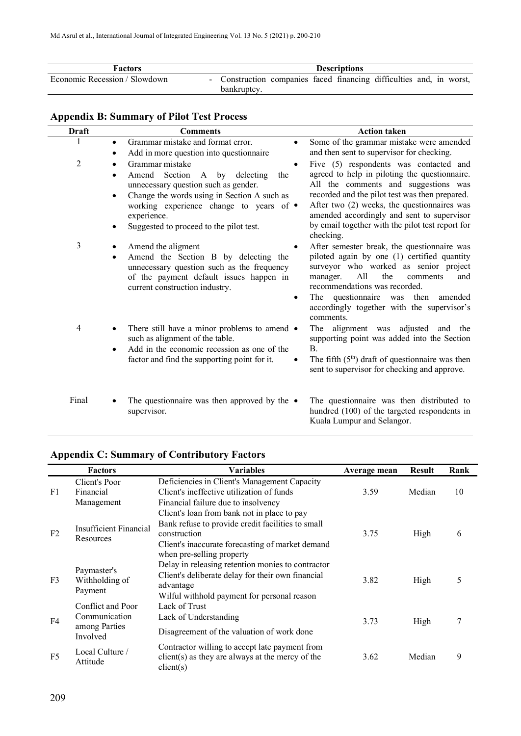| Factors | Descriptions |
|---|---|
| Economic Recession / Slowdown | - Construction companies faced financing difficulties and, in worst, bankruptcy. |

## Appendix B: Summary of Pilot Test Process

| Draft | Comments | Action taken |
|---|---|---|
| 1 | • Grammar mistake and format error.<br>• Add in more question into questionnaire | • Some of the grammar mistake were amended and then sent to supervisor for checking. |
| 2 | • Grammar mistake<br>• Amend Section A by delecting the unnecessary question such as gender.<br>• Change the words using in Section A such as working experience change to years of experience.<br>• Suggested to proceed to the pilot test. | • Five (5) respondents was contacted and agreed to help in piloting the questionnaire. All the comments and suggestions was recorded and the pilot test was then prepared.<br>• After two (2) weeks, the questionnaires was amended accordingly and sent to supervisor by email together with the pilot test report for checking. |
| 3 | • Amend the aligment<br>• Amend the Section B by delecting the unnecessary question such as the frequency of the payment default issues happen in current construction industry. | • After semester break, the questionnaire was piloted again by one (1) certified quantity surveyor who worked as senior project manager. All the comments and recommendations was recorded.<br>• The questionnaire was then amended accordingly together with the supervisor's comments. |
| 4 | • There still have a minor problems to amend such as alignment of the table.<br>• Add in the economic recession as one of the factor and find the supporting point for it. | • The alignment was adjusted and the supporting point was added into the Section B.<br>• The fifth (5[th]) draft of questionnaire was then sent to supervisor for checking and approve. |
| Final | • The questionnaire was then approved by the supervisor. | • The questionnaire was then distributed to hundred (100) of the targeted respondents in Kuala Lumpur and Selangor. |

## Appendix C: Summary of Contributory Factors

| | Factors | Variables | Average mean | Result | Rank |
|---|---|---|---|---|---|
| F1 | Client's Poor Financial Management | Deficiencies in Client's Management Capacity<br>Client's ineffective utilization of funds<br>Financial failure due to insolvency | 3.59 | Median | 10 |
| F2 | Insufficient Financial Resources | Client's loan from bank not in place to pay<br>Bank refuse to provide credit facilities to small construction<br>Client's inaccurate forecasting of market demand when pre-selling property | 3.75 | High | 6 |
| F3 | Paymaster's Withholding of Payment | Delay in releasing retention monies to contractor<br>Client's deliberate delay for their own financial advantage<br>Wilful withhold payment for personal reason | 3.82 | High | 5 |
| F4 | Conflict and Poor Communication among Parties Involved | Lack of Trust<br>Lack of Understanding<br>Disagreement of the valuation of work done | 3.73 | High | 7 |
| F5 | Local Culture / Attitude | Contractor willing to accept late payment from client(s) as they are always at the mercy of the client(s) | 3.62 | Median | 9 |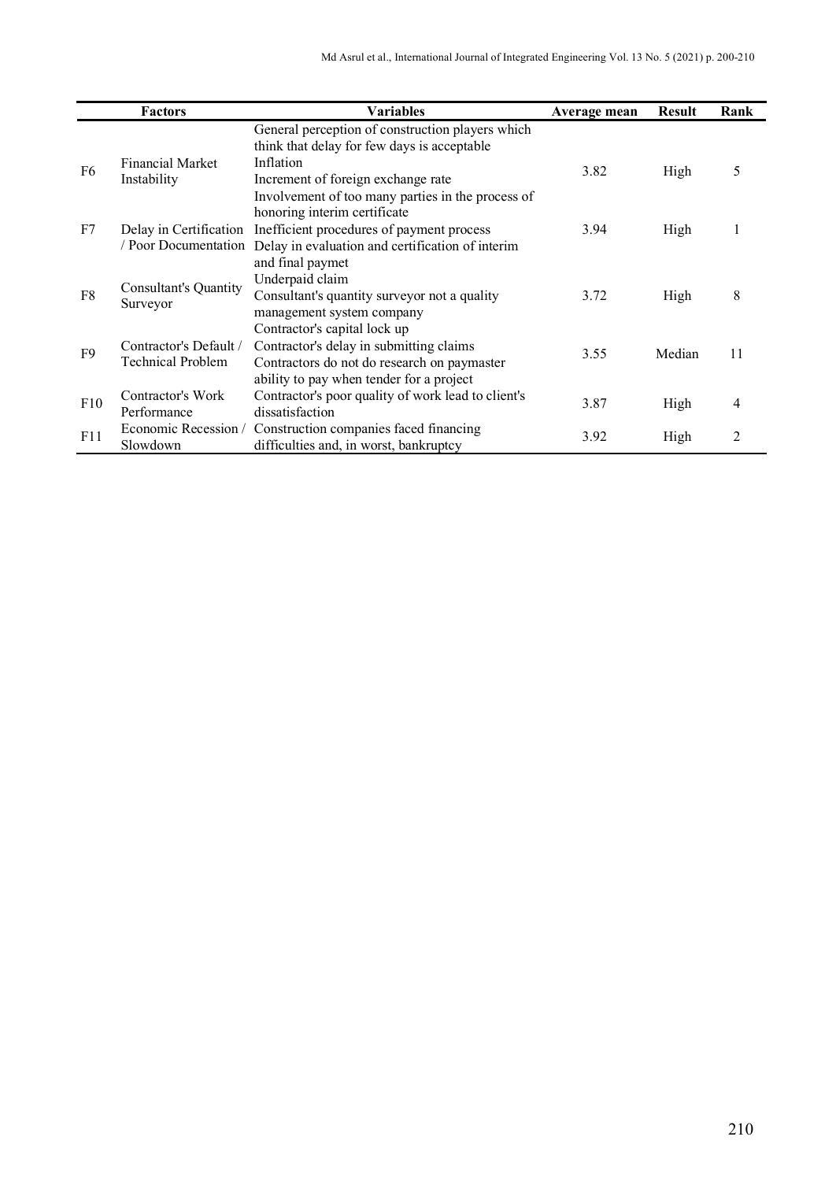| | Factors | Variables | Average mean | Result | Rank |
|---|---|---|---|---|---|
| F6 | Financial Market Instability | General perception of construction players which think that delay for few days is acceptable<br>Inflation<br>Increment of foreign exchange rate | 3.82 | High | 5 |
| F7 | Delay in Certification / Poor Documentation | Involvement of too many parties in the process of honoring interim certificate<br>Inefficient procedures of payment process<br>Delay in evaluation and certification of interim and final paymet | 3.94 | High | 1 |
| F8 | Consultant's Quantity Surveyor | Underpaid claim<br>Consultant's quantity surveyor not a quality management system company | 3.72 | High | 8 |
| F9 | Contractor's Default / Technical Problem | Contractor's capital lock up<br>Contractor's delay in submitting claims<br>Contractors do not do research on paymaster ability to pay when tender for a project | 3.55 | Median | 11 |
| F10 | Contractor's Work Performance | Contractor's poor quality of work lead to client's dissatisfaction | 3.87 | High | 4 |
| F11 | Economic Recession / Slowdown | Construction companies faced financing difficulties and, in worst, bankruptcy | 3.92 | High | 2 |